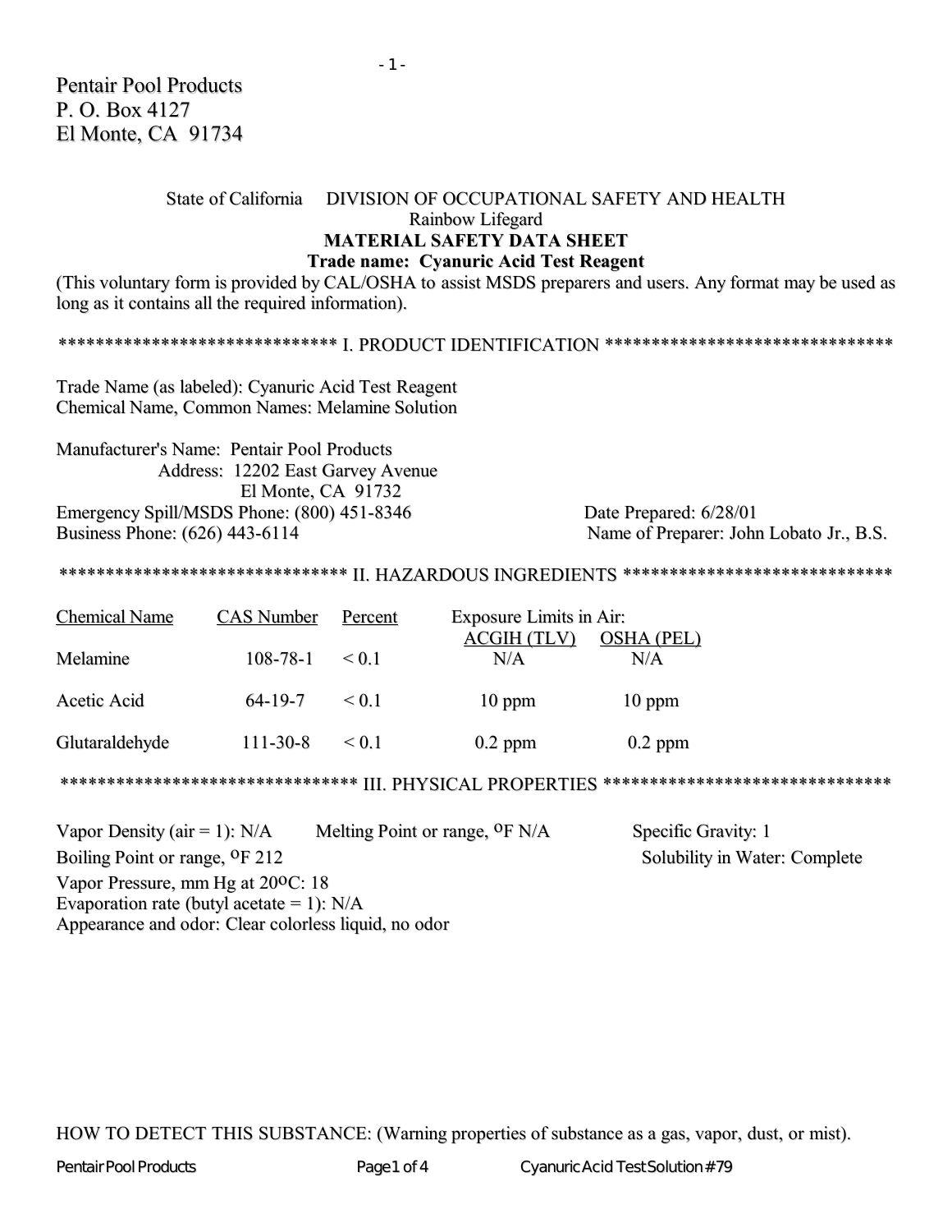Pentair Pool Products
P. O. Box 4127
El Monte, CA 91734

State of California DIVISION OF OCCUPATIONAL SAFETY AND HEALTH

Rainbow Lifegard

**MATERIAL SAFETY DATA SHEET**

**Trade name: Cyanuric Acid Test Reagent**

(This voluntary form is provided by CAL/OSHA to assist MSDS preparers and users. Any format may be used as long as it contains all the required information).

## ****************************** I. PRODUCT IDENTIFICATION ******************************

Trade Name (as labeled): Cyanuric Acid Test Reagent
Chemical Name, Common Names: Melamine Solution

Manufacturer's Name: Pentair Pool Products
Address: 12202 East Garvey Avenue
El Monte, CA 91732
Emergency Spill/MSDS Phone: (800) 451-8346
Business Phone: (626) 443-6114

Date Prepared: 6/28/01
Name of Preparer: John Lobato Jr., B.S.

## ****************************** II. HAZARDOUS INGREDIENTS ******************************

| Chemical Name | CAS Number | Percent | Exposure Limits in Air: ACGIH (TLV) | OSHA (PEL) |
|---|---|---|---|---|
| Melamine | 108-78-1 | < 0.1 | N/A | N/A |
| Acetic Acid | 64-19-7 | < 0.1 | 10 ppm | 10 ppm |
| Glutaraldehyde | 111-30-8 | < 0.1 | 0.2 ppm | 0.2 ppm |

## ****************************** III. PHYSICAL PROPERTIES ******************************

Vapor Density (air = 1): N/A
Melting Point or range, $^{o}$F N/A
Specific Gravity: 1
Boiling Point or range, $^{o}$F 212
Solubility in Water: Complete
Vapor Pressure, mm Hg at 20$^{o}$C: 18
Evaporation rate (butyl acetate = 1): N/A
Appearance and odor: Clear colorless liquid, no odor

HOW TO DETECT THIS SUBSTANCE: (Warning properties of substance as a gas, vapor, dust, or mist).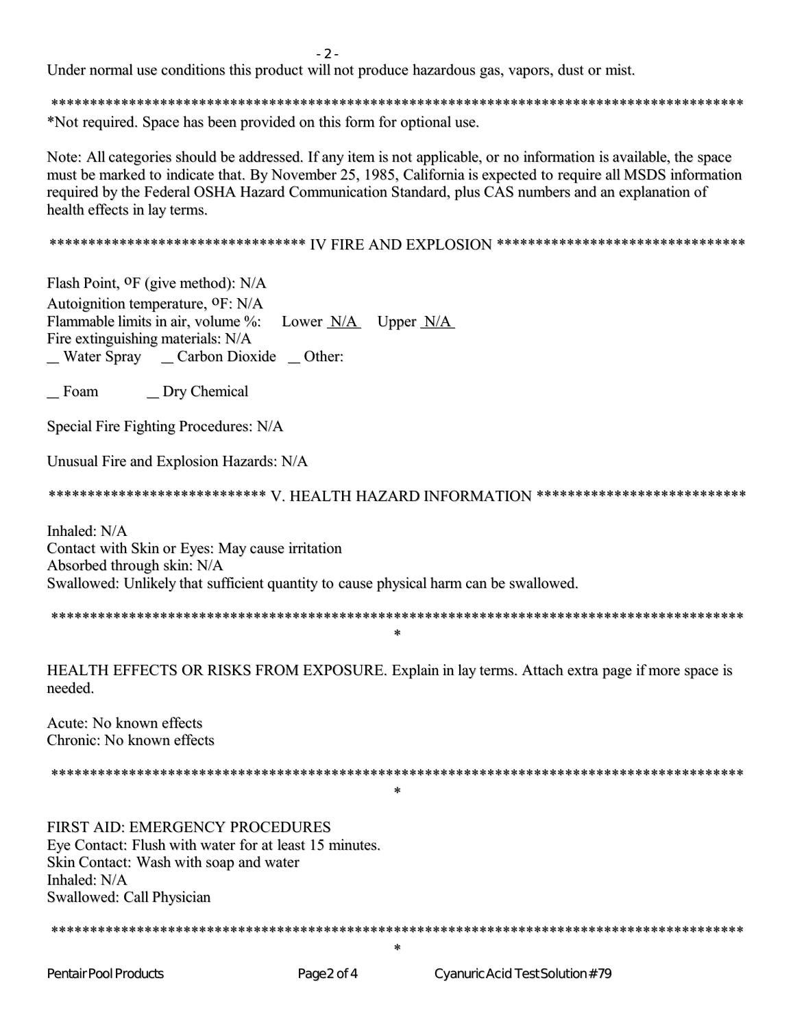Under normal use conditions this product will not produce hazardous gas, vapors, dust or mist.

*******************************************************************************************

*Not required. Space has been provided on this form for optional use.

Note: All categories should be addressed. If any item is not applicable, or no information is available, the space must be marked to indicate that. By November 25, 1985, California is expected to require all MSDS information required by the Federal OSHA Hazard Communication Standard, plus CAS numbers and an explanation of health effects in lay terms.

## ********************************* IV FIRE AND EXPLOSION ********************************

Flash Point, °F (give method): N/A

Autoignition temperature, °F: N/A

Flammable limits in air, volume %: Lower N/A Upper N/A

Fire extinguishing materials: N/A

__ Water Spray __ Carbon Dioxide __ Other:

__ Foam __ Dry Chemical

Special Fire Fighting Procedures: N/A

Unusual Fire and Explosion Hazards: N/A

## *************************** V. HEALTH HAZARD INFORMATION ***************************

Inhaled: N/A

Contact with Skin or Eyes: May cause irritation

Absorbed through skin: N/A

Swallowed: Unlikely that sufficient quantity to cause physical harm can be swallowed.

********************************************************************************************

HEALTH EFFECTS OR RISKS FROM EXPOSURE. Explain in lay terms. Attach extra page if more space is needed.

Acute: No known effects

Chronic: No known effects

********************************************************************************************

FIRST AID: EMERGENCY PROCEDURES

Eye Contact: Flush with water for at least 15 minutes.

Skin Contact: Wash with soap and water

Inhaled: N/A

Swallowed: Call Physician

********************************************************************************************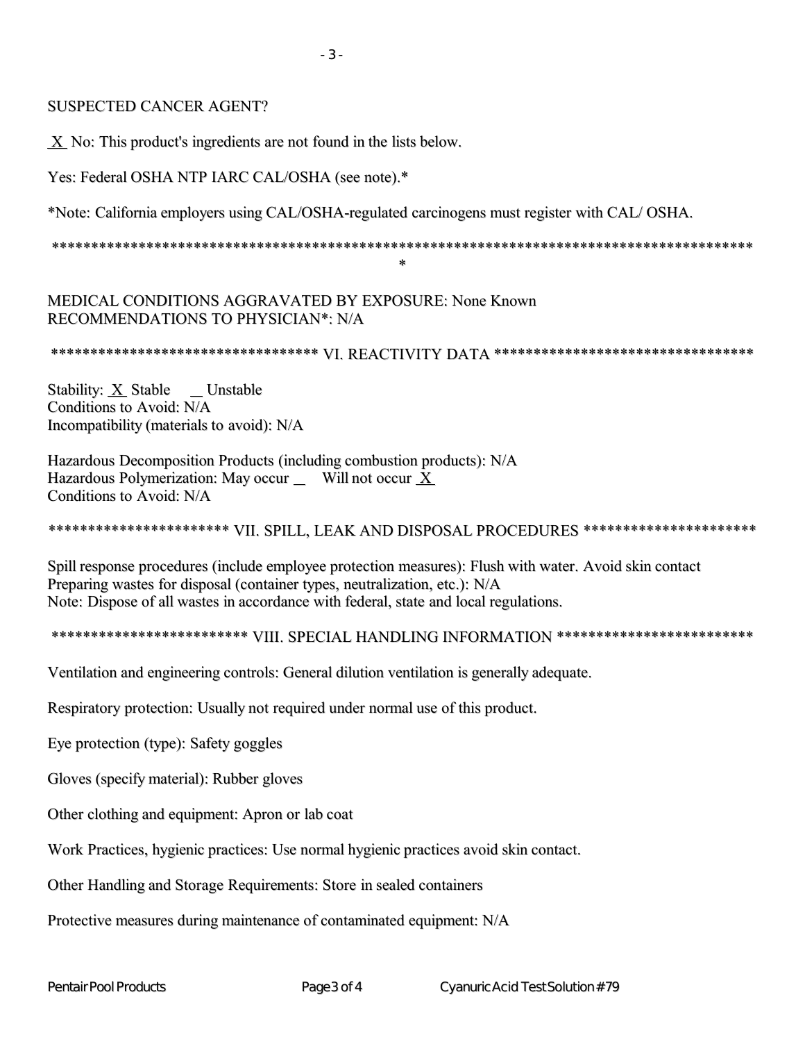SUSPECTED CANCER AGENT?

X No: This product's ingredients are not found in the lists below.

Yes: Federal OSHA NTP IARC CAL/OSHA (see note).*

*Note: California employers using CAL/OSHA-regulated carcinogens must register with CAL/ OSHA.

MEDICAL CONDITIONS AGGRAVATED BY EXPOSURE: None Known
RECOMMENDATIONS TO PHYSICIAN*: N/A

## VI. REACTIVITY DATA

Stability: X Stable _ Unstable
Conditions to Avoid: N/A
Incompatibility (materials to avoid): N/A

Hazardous Decomposition Products (including combustion products): N/A
Hazardous Polymerization: May occur _ Will not occur X
Conditions to Avoid: N/A

## VII. SPILL, LEAK AND DISPOSAL PROCEDURES

Spill response procedures (include employee protection measures): Flush with water. Avoid skin contact
Preparing wastes for disposal (container types, neutralization, etc.): N/A
Note: Dispose of all wastes in accordance with federal, state and local regulations.

## VIII. SPECIAL HANDLING INFORMATION

Ventilation and engineering controls: General dilution ventilation is generally adequate.

Respiratory protection: Usually not required under normal use of this product.

Eye protection (type): Safety goggles

Gloves (specify material): Rubber gloves

Other clothing and equipment: Apron or lab coat

Work Practices, hygienic practices: Use normal hygienic practices avoid skin contact.

Other Handling and Storage Requirements: Store in sealed containers

Protective measures during maintenance of contaminated equipment: N/A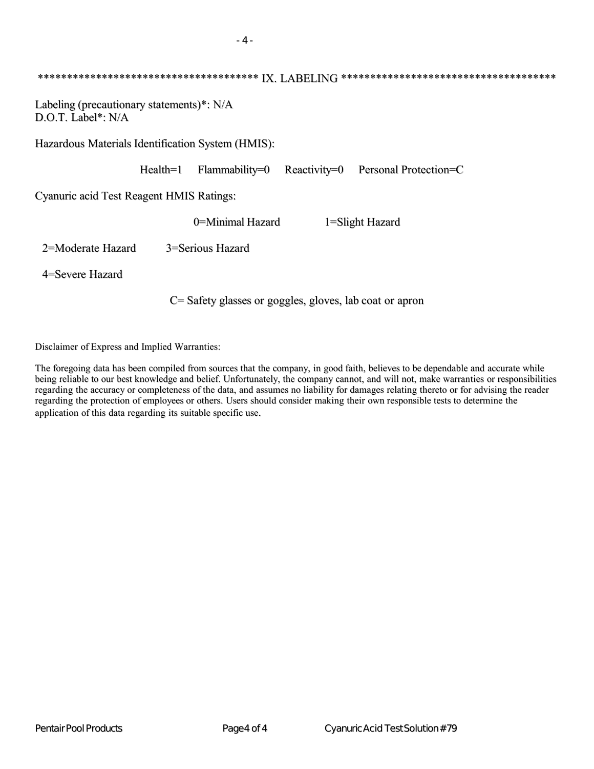## IX. LABELING

Labeling (precautionary statements)*: N/A
D.O.T. Label*: N/A

Hazardous Materials Identification System (HMIS):

Health=1 Flammability=0 Reactivity=0 Personal Protection=C

Cyanuric acid Test Reagent HMIS Ratings:

0=Minimal Hazard 1=Slight Hazard

2=Moderate Hazard 3=Serious Hazard

4=Severe Hazard

C= Safety glasses or goggles, gloves, lab coat or apron

Disclaimer of Express and Implied Warranties:

The foregoing data has been compiled from sources that the company, in good faith, believes to be dependable and accurate while being reliable to our best knowledge and belief. Unfortunately, the company cannot, and will not, make warranties or responsibilities regarding the accuracy or completeness of the data, and assumes no liability for damages relating thereto or for advising the reader regarding the protection of employees or others. Users should consider making their own responsible tests to determine the application of this data regarding its suitable specific use.